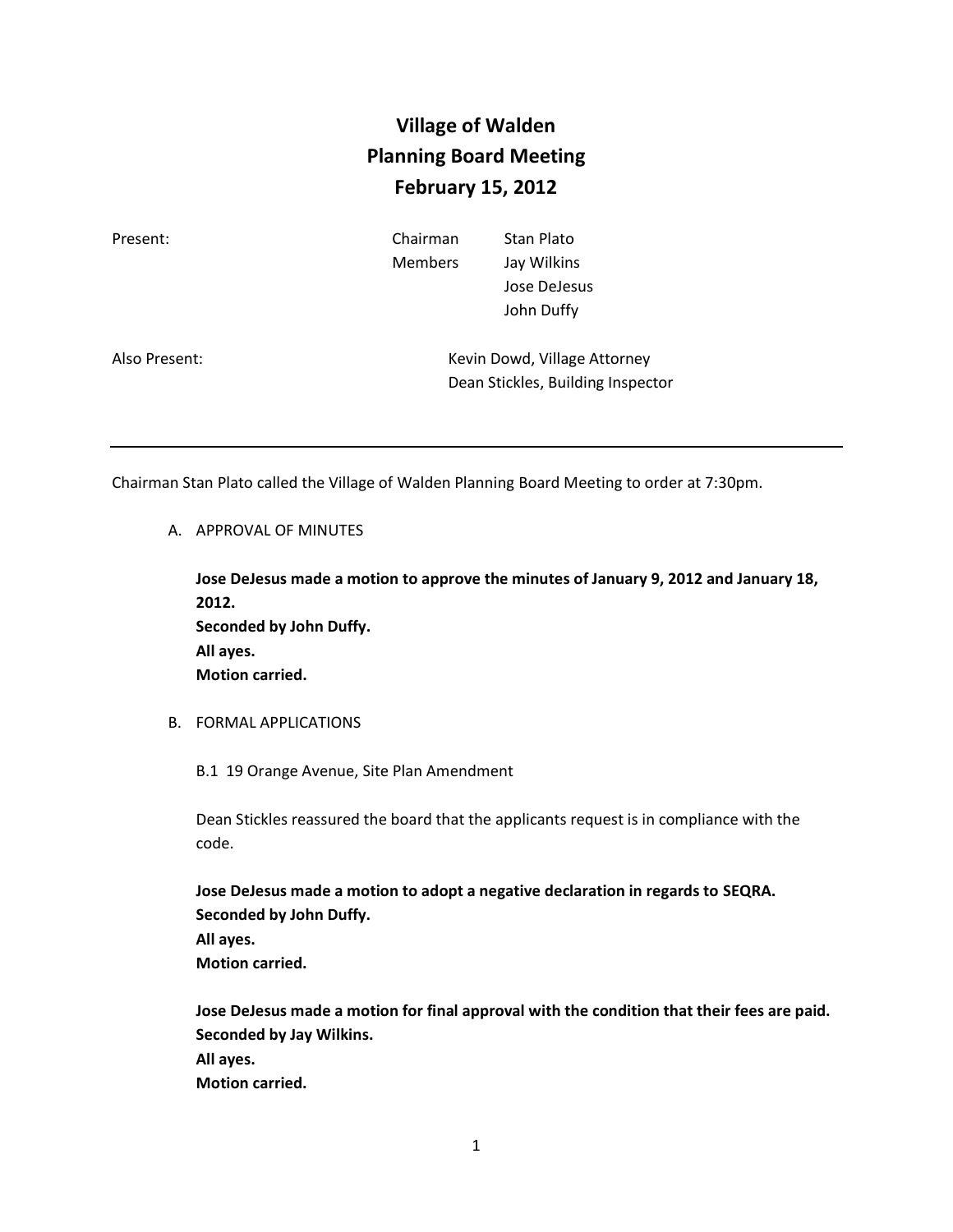# Village of Walden
# Planning Board Meeting
# February 15, 2012

| Present: | Chairman | Stan Plato |
|---|---|---|
| | Members | Jay Wilkins |
| | | Jose DeJesus |
| | | John Duffy |

Also Present: Kevin Dowd, Village Attorney
Dean Stickles, Building Inspector

---

Chairman Stan Plato called the Village of Walden Planning Board Meeting to order at 7:30pm.

A. APPROVAL OF MINUTES

**Jose DeJesus made a motion to approve the minutes of January 9, 2012 and January 18, 2012.**
**Seconded by John Duffy.**
**All ayes.**
**Motion carried.**

B. FORMAL APPLICATIONS

B.1 19 Orange Avenue, Site Plan Amendment

Dean Stickles reassured the board that the applicants request is in compliance with the code.

**Jose DeJesus made a motion to adopt a negative declaration in regards to SEQRA.**
**Seconded by John Duffy.**
**All ayes.**
**Motion carried.**

**Jose DeJesus made a motion for final approval with the condition that their fees are paid.**
**Seconded by Jay Wilkins.**
**All ayes.**
**Motion carried.**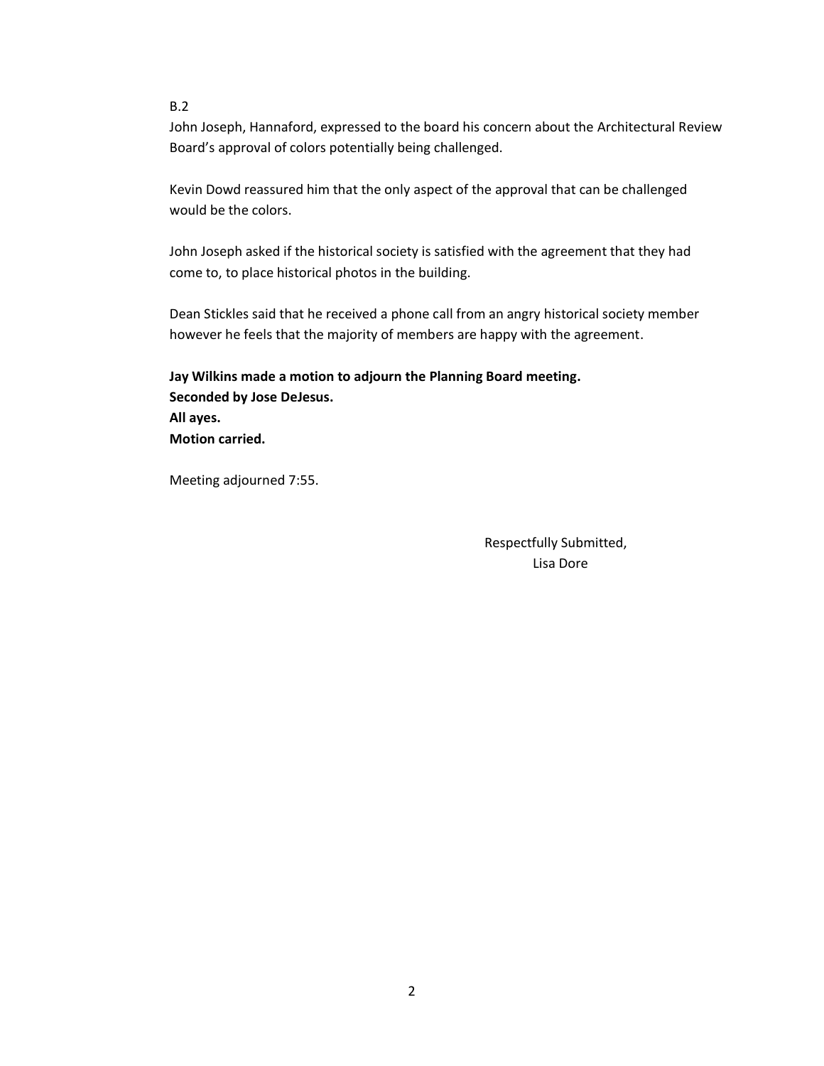B.2

John Joseph, Hannaford, expressed to the board his concern about the Architectural Review Board's approval of colors potentially being challenged.

Kevin Dowd reassured him that the only aspect of the approval that can be challenged would be the colors.

John Joseph asked if the historical society is satisfied with the agreement that they had come to, to place historical photos in the building.

Dean Stickles said that he received a phone call from an angry historical society member however he feels that the majority of members are happy with the agreement.

**Jay Wilkins made a motion to adjourn the Planning Board meeting.**  
**Seconded by Jose DeJesus.**  
**All ayes.**  
**Motion carried.**

Meeting adjourned 7:55.

Respectfully Submitted,  
Lisa Dore